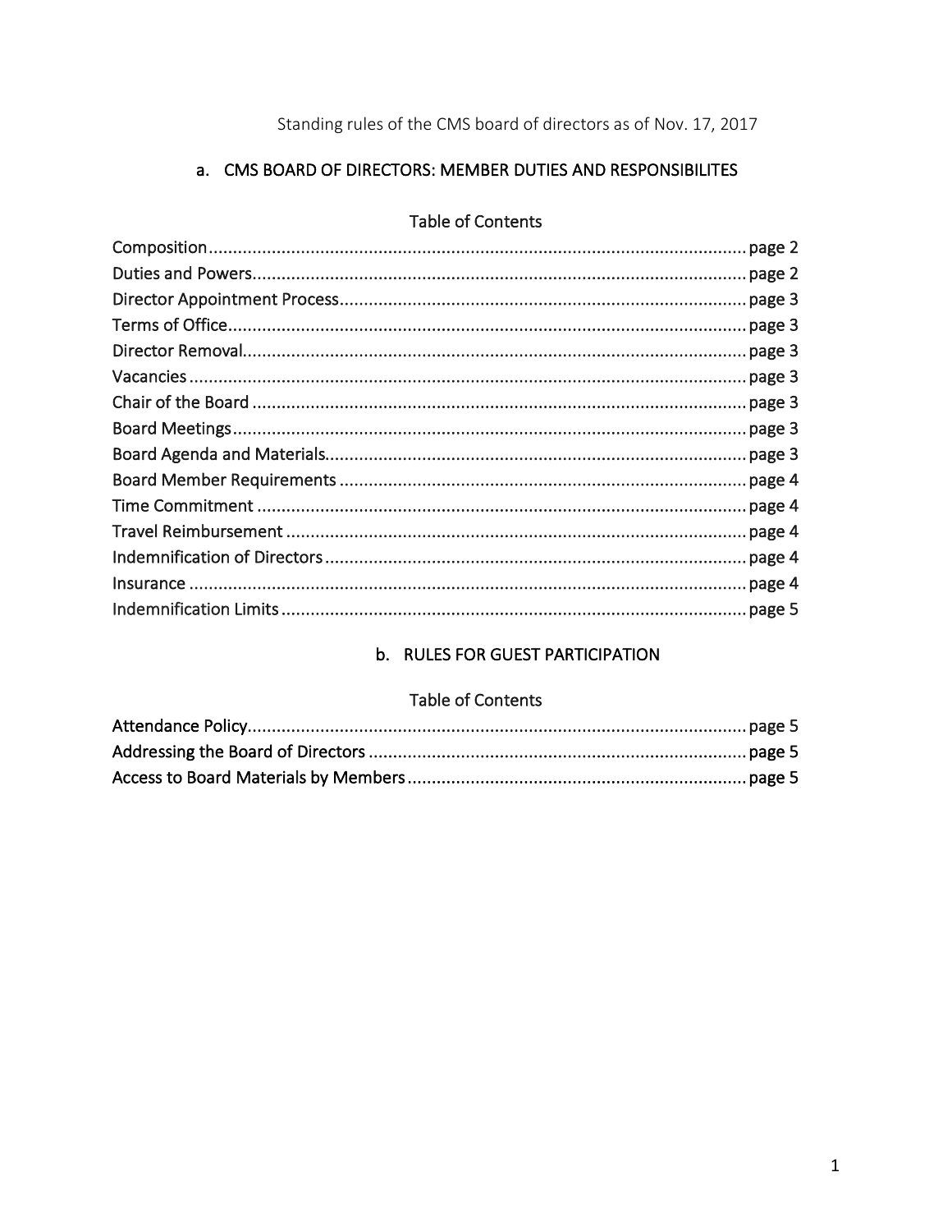Standing rules of the CMS board of directors as of Nov. 17, 2017

## a. CMS BOARD OF DIRECTORS: MEMBER DUTIES AND RESPONSIBILITES

### Table of Contents

| | |
|---|---|
| Composition | page 2 |
| Duties and Powers | page 2 |
| Director Appointment Process | page 3 |
| Terms of Office | page 3 |
| Director Removal | page 3 |
| Vacancies | page 3 |
| Chair of the Board | page 3 |
| Board Meetings | page 3 |
| Board Agenda and Materials | page 3 |
| Board Member Requirements | page 4 |
| Time Commitment | page 4 |
| Travel Reimbursement | page 4 |
| Indemnification of Directors | page 4 |
| Insurance | page 4 |
| Indemnification Limits | page 5 |

## b. RULES FOR GUEST PARTICIPATION

### Table of Contents

| | |
|---|---|
| Attendance Policy | page 5 |
| Addressing the Board of Directors | page 5 |
| Access to Board Materials by Members | page 5 |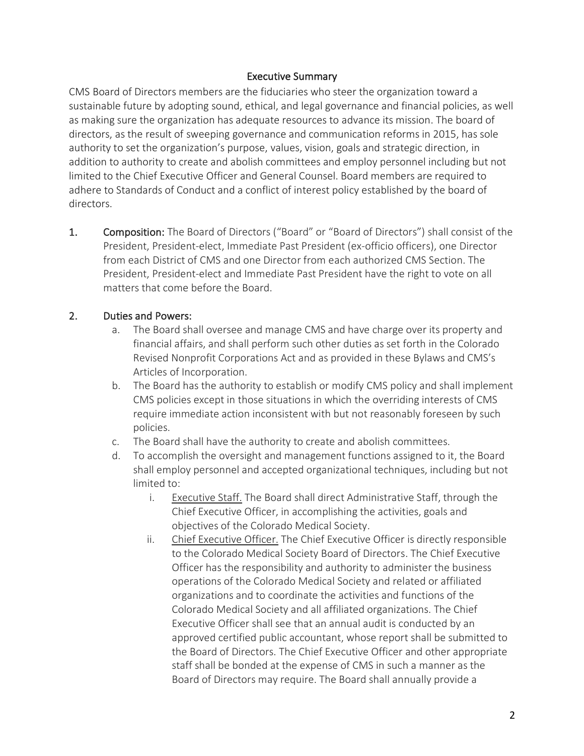## Executive Summary

CMS Board of Directors members are the fiduciaries who steer the organization toward a sustainable future by adopting sound, ethical, and legal governance and financial policies, as well as making sure the organization has adequate resources to advance its mission. The board of directors, as the result of sweeping governance and communication reforms in 2015, has sole authority to set the organization's purpose, values, vision, goals and strategic direction, in addition to authority to create and abolish committees and employ personnel including but not limited to the Chief Executive Officer and General Counsel. Board members are required to adhere to Standards of Conduct and a conflict of interest policy established by the board of directors.

1. **Composition:** The Board of Directors ("Board" or "Board of Directors") shall consist of the President, President-elect, Immediate Past President (ex-officio officers), one Director from each District of CMS and one Director from each authorized CMS Section. The President, President-elect and Immediate Past President have the right to vote on all matters that come before the Board.

2. **Duties and Powers:**
   a. The Board shall oversee and manage CMS and have charge over its property and financial affairs, and shall perform such other duties as set forth in the Colorado Revised Nonprofit Corporations Act and as provided in these Bylaws and CMS's Articles of Incorporation.
   b. The Board has the authority to establish or modify CMS policy and shall implement CMS policies except in those situations in which the overriding interests of CMS require immediate action inconsistent with but not reasonably foreseen by such policies.
   c. The Board shall have the authority to create and abolish committees.
   d. To accomplish the oversight and management functions assigned to it, the Board shall employ personnel and accepted organizational techniques, including but not limited to:
      i. Executive Staff. The Board shall direct Administrative Staff, through the Chief Executive Officer, in accomplishing the activities, goals and objectives of the Colorado Medical Society.
      ii. Chief Executive Officer. The Chief Executive Officer is directly responsible to the Colorado Medical Society Board of Directors. The Chief Executive Officer has the responsibility and authority to administer the business operations of the Colorado Medical Society and related or affiliated organizations and to coordinate the activities and functions of the Colorado Medical Society and all affiliated organizations. The Chief Executive Officer shall see that an annual audit is conducted by an approved certified public accountant, whose report shall be submitted to the Board of Directors. The Chief Executive Officer and other appropriate staff shall be bonded at the expense of CMS in such a manner as the Board of Directors may require. The Board shall annually provide a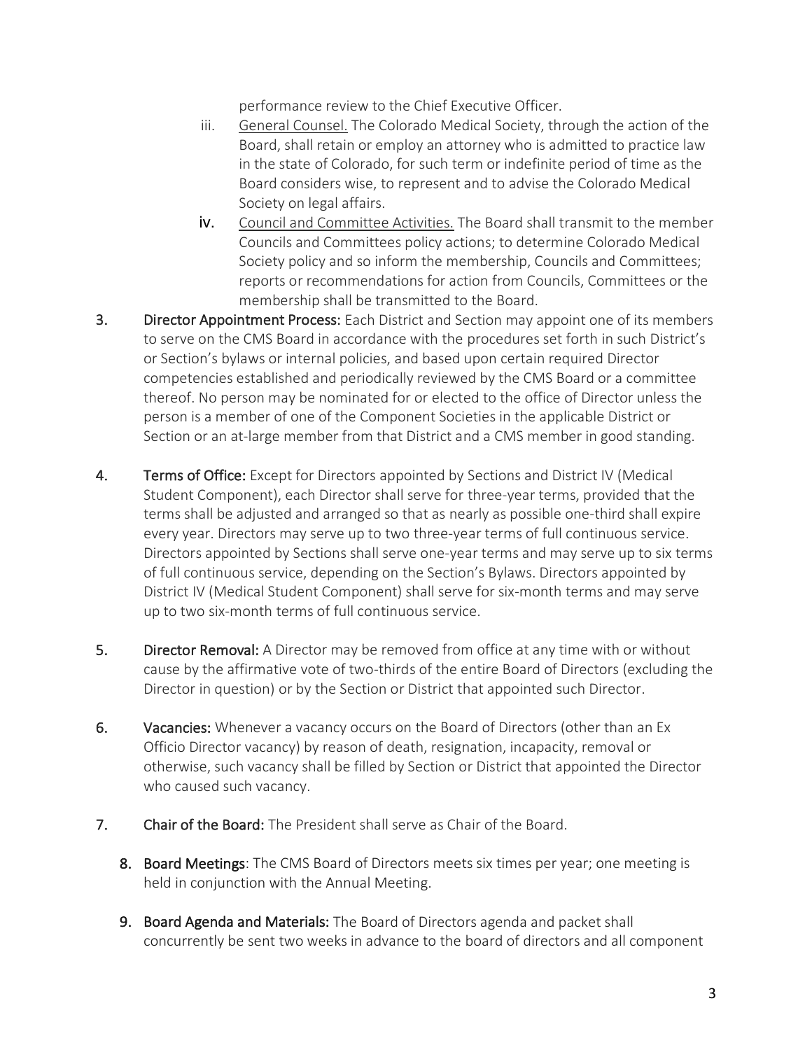performance review to the Chief Executive Officer.

iii. General Counsel. The Colorado Medical Society, through the action of the Board, shall retain or employ an attorney who is admitted to practice law in the state of Colorado, for such term or indefinite period of time as the Board considers wise, to represent and to advise the Colorado Medical Society on legal affairs.

iv. Council and Committee Activities. The Board shall transmit to the member Councils and Committees policy actions; to determine Colorado Medical Society policy and so inform the membership, Councils and Committees; reports or recommendations for action from Councils, Committees or the membership shall be transmitted to the Board.

3. **Director Appointment Process:** Each District and Section may appoint one of its members to serve on the CMS Board in accordance with the procedures set forth in such District's or Section's bylaws or internal policies, and based upon certain required Director competencies established and periodically reviewed by the CMS Board or a committee thereof. No person may be nominated for or elected to the office of Director unless the person is a member of one of the Component Societies in the applicable District or Section or an at-large member from that District and a CMS member in good standing.

4. **Terms of Office:** Except for Directors appointed by Sections and District IV (Medical Student Component), each Director shall serve for three-year terms, provided that the terms shall be adjusted and arranged so that as nearly as possible one-third shall expire every year. Directors may serve up to two three-year terms of full continuous service. Directors appointed by Sections shall serve one-year terms and may serve up to six terms of full continuous service, depending on the Section's Bylaws. Directors appointed by District IV (Medical Student Component) shall serve for six-month terms and may serve up to two six-month terms of full continuous service.

5. **Director Removal:** A Director may be removed from office at any time with or without cause by the affirmative vote of two-thirds of the entire Board of Directors (excluding the Director in question) or by the Section or District that appointed such Director.

6. **Vacancies:** Whenever a vacancy occurs on the Board of Directors (other than an Ex Officio Director vacancy) by reason of death, resignation, incapacity, removal or otherwise, such vacancy shall be filled by Section or District that appointed the Director who caused such vacancy.

7. **Chair of the Board:** The President shall serve as Chair of the Board.

8. **Board Meetings**: The CMS Board of Directors meets six times per year; one meeting is held in conjunction with the Annual Meeting.

9. **Board Agenda and Materials:** The Board of Directors agenda and packet shall concurrently be sent two weeks in advance to the board of directors and all component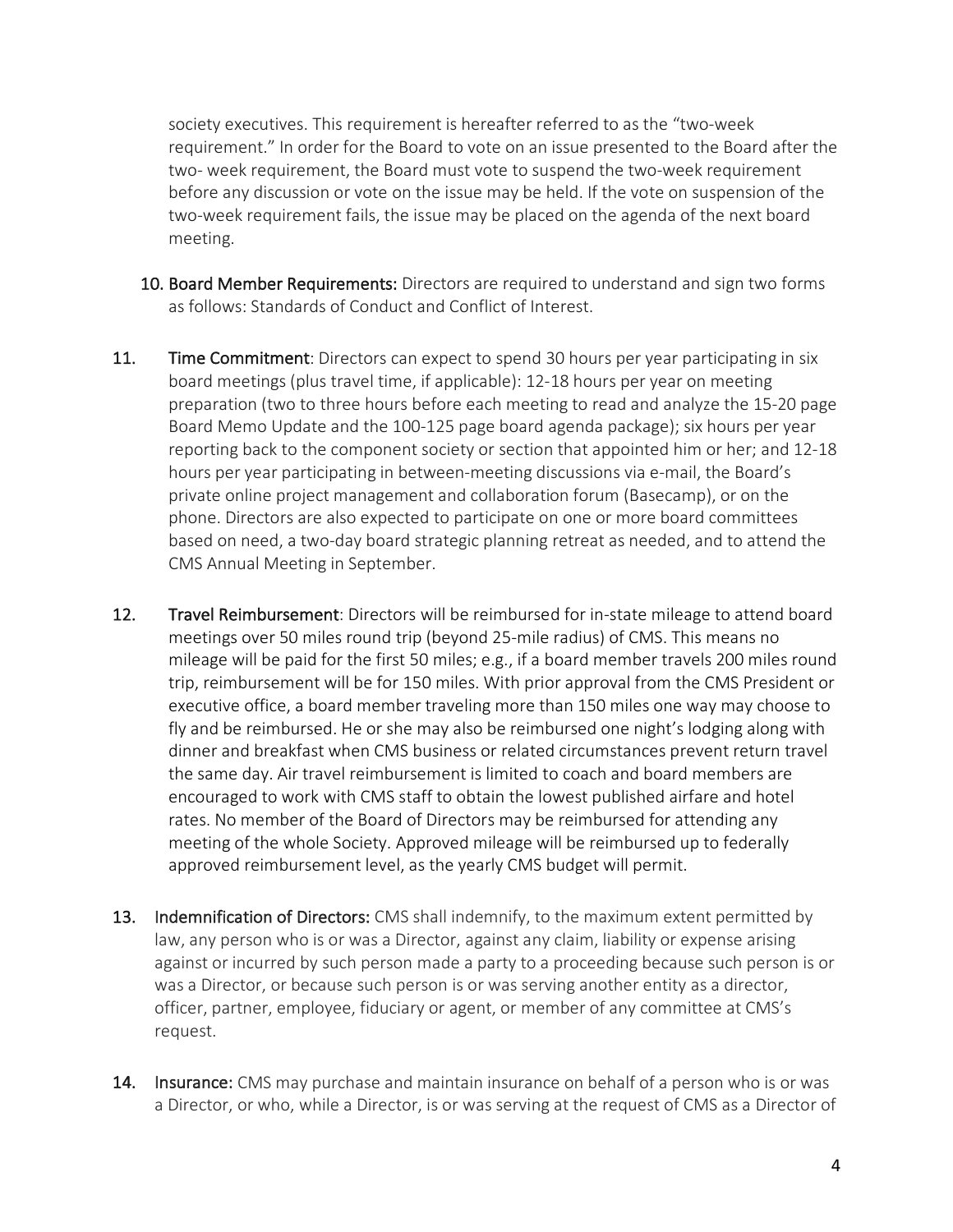society executives. This requirement is hereafter referred to as the "two-week requirement." In order for the Board to vote on an issue presented to the Board after the two- week requirement, the Board must vote to suspend the two-week requirement before any discussion or vote on the issue may be held. If the vote on suspension of the two-week requirement fails, the issue may be placed on the agenda of the next board meeting.

10. **Board Member Requirements:** Directors are required to understand and sign two forms as follows: Standards of Conduct and Conflict of Interest.

11. **Time Commitment**: Directors can expect to spend 30 hours per year participating in six board meetings (plus travel time, if applicable): 12-18 hours per year on meeting preparation (two to three hours before each meeting to read and analyze the 15-20 page Board Memo Update and the 100-125 page board agenda package); six hours per year reporting back to the component society or section that appointed him or her; and 12-18 hours per year participating in between-meeting discussions via e-mail, the Board's private online project management and collaboration forum (Basecamp), or on the phone. Directors are also expected to participate on one or more board committees based on need, a two-day board strategic planning retreat as needed, and to attend the CMS Annual Meeting in September.

12. **Travel Reimbursement**: Directors will be reimbursed for in-state mileage to attend board meetings over 50 miles round trip (beyond 25-mile radius) of CMS. This means no mileage will be paid for the first 50 miles; e.g., if a board member travels 200 miles round trip, reimbursement will be for 150 miles. With prior approval from the CMS President or executive office, a board member traveling more than 150 miles one way may choose to fly and be reimbursed. He or she may also be reimbursed one night's lodging along with dinner and breakfast when CMS business or related circumstances prevent return travel the same day. Air travel reimbursement is limited to coach and board members are encouraged to work with CMS staff to obtain the lowest published airfare and hotel rates. No member of the Board of Directors may be reimbursed for attending any meeting of the whole Society. Approved mileage will be reimbursed up to federally approved reimbursement level, as the yearly CMS budget will permit.

13. **Indemnification of Directors:** CMS shall indemnify, to the maximum extent permitted by law, any person who is or was a Director, against any claim, liability or expense arising against or incurred by such person made a party to a proceeding because such person is or was a Director, or because such person is or was serving another entity as a director, officer, partner, employee, fiduciary or agent, or member of any committee at CMS's request.

14. **Insurance:** CMS may purchase and maintain insurance on behalf of a person who is or was a Director, or who, while a Director, is or was serving at the request of CMS as a Director of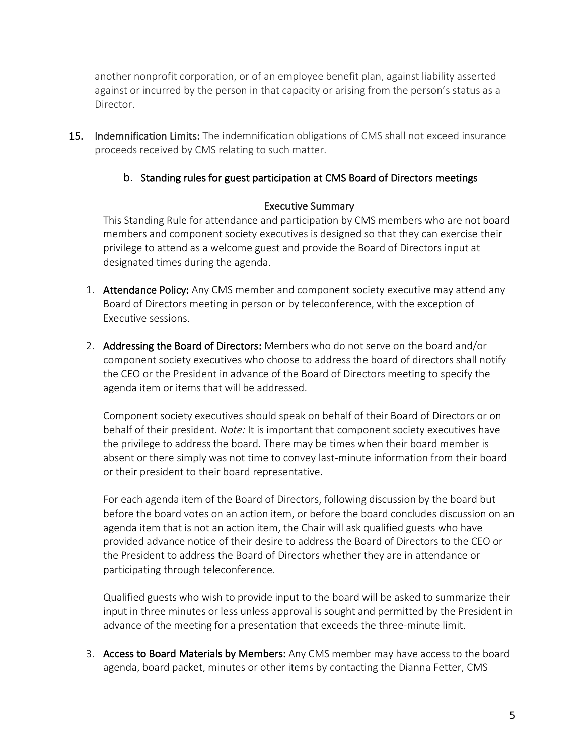another nonprofit corporation, or of an employee benefit plan, against liability asserted against or incurred by the person in that capacity or arising from the person's status as a Director.

15. **Indemnification Limits:** The indemnification obligations of CMS shall not exceed insurance proceeds received by CMS relating to such matter.

### b. Standing rules for guest participation at CMS Board of Directors meetings

**Executive Summary**

This Standing Rule for attendance and participation by CMS members who are not board members and component society executives is designed so that they can exercise their privilege to attend as a welcome guest and provide the Board of Directors input at designated times during the agenda.

1. **Attendance Policy:** Any CMS member and component society executive may attend any Board of Directors meeting in person or by teleconference, with the exception of Executive sessions.

2. **Addressing the Board of Directors:** Members who do not serve on the board and/or component society executives who choose to address the board of directors shall notify the CEO or the President in advance of the Board of Directors meeting to specify the agenda item or items that will be addressed.

   Component society executives should speak on behalf of their Board of Directors or on behalf of their president. *Note:* It is important that component society executives have the privilege to address the board. There may be times when their board member is absent or there simply was not time to convey last-minute information from their board or their president to their board representative.

   For each agenda item of the Board of Directors, following discussion by the board but before the board votes on an action item, or before the board concludes discussion on an agenda item that is not an action item, the Chair will ask qualified guests who have provided advance notice of their desire to address the Board of Directors to the CEO or the President to address the Board of Directors whether they are in attendance or participating through teleconference.

   Qualified guests who wish to provide input to the board will be asked to summarize their input in three minutes or less unless approval is sought and permitted by the President in advance of the meeting for a presentation that exceeds the three-minute limit.

3. **Access to Board Materials by Members:** Any CMS member may have access to the board agenda, board packet, minutes or other items by contacting the Dianna Fetter, CMS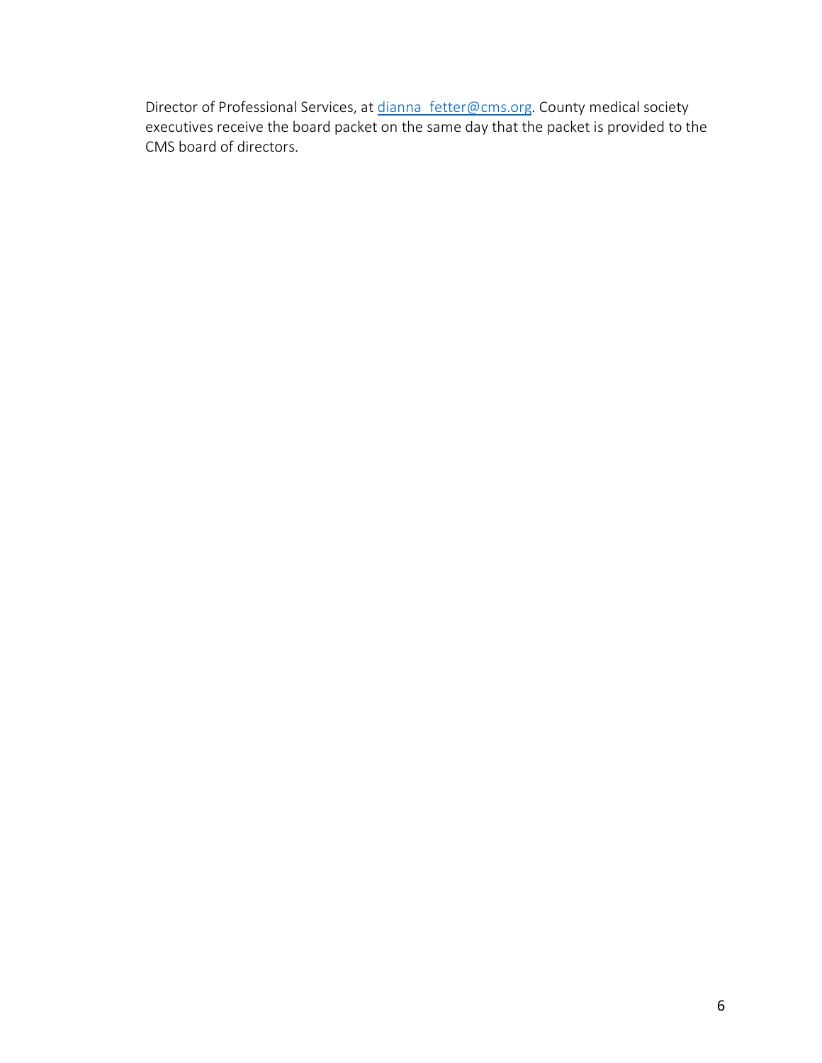Director of Professional Services, at dianna_fetter@cms.org. County medical society executives receive the board packet on the same day that the packet is provided to the CMS board of directors.